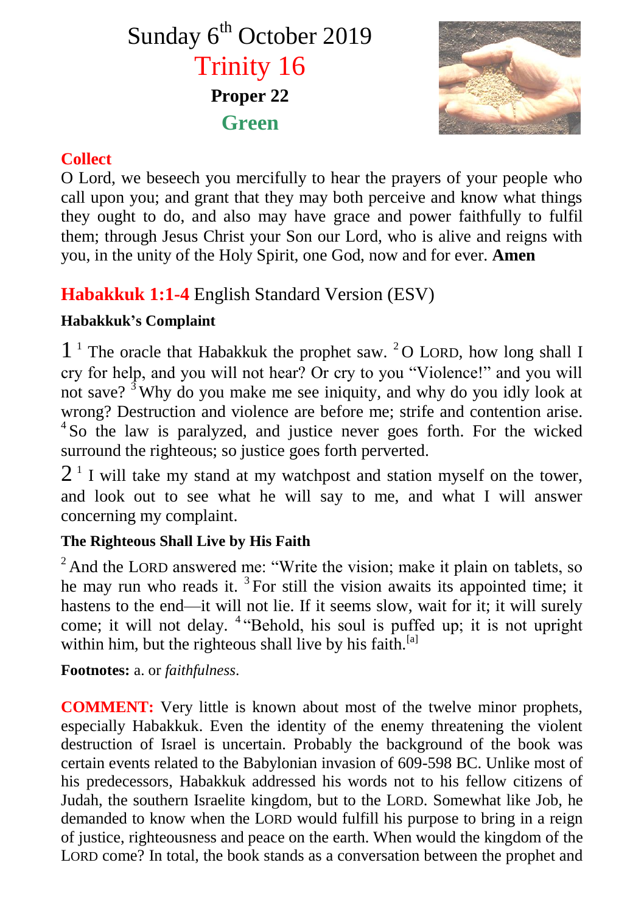# Sunday 6th October 2019

## Trinity 16

**Proper 22**

**Green**

**Collect**

O Lord, we beseech you mercifully to hear the prayers of your people who call upon you; and grant that they may both perceive and know what things they ought to do, and also may have grace and power faithfully to fulfil them; through Jesus Christ your Son our Lord, who is alive and reigns with you, in the unity of the Holy Spirit, one God, now and for ever. **Amen**

## **Habakkuk 1:1-4** English Standard Version (ESV)

**Habakkuk's Complaint**

1 [1] The oracle that Habakkuk the prophet saw. [2] O LORD, how long shall I cry for help, and you will not hear? Or cry to you "Violence!" and you will not save? [3] Why do you make me see iniquity, and why do you idly look at wrong? Destruction and violence are before me; strife and contention arise. [4] So the law is paralyzed, and justice never goes forth. For the wicked surround the righteous; so justice goes forth perverted.

2 [1] I will take my stand at my watchpost and station myself on the tower, and look out to see what he will say to me, and what I will answer concerning my complaint.

**The Righteous Shall Live by His Faith**

[2] And the LORD answered me: "Write the vision; make it plain on tablets, so he may run who reads it. [3] For still the vision awaits its appointed time; it hastens to the end—it will not lie. If it seems slow, wait for it; it will surely come; it will not delay. [4] "Behold, his soul is puffed up; it is not upright within him, but the righteous shall live by his faith.[a]

**Footnotes:** a. or *faithfulness*.

**COMMENT:** Very little is known about most of the twelve minor prophets, especially Habakkuk. Even the identity of the enemy threatening the violent destruction of Israel is uncertain. Probably the background of the book was certain events related to the Babylonian invasion of 609-598 BC. Unlike most of his predecessors, Habakkuk addressed his words not to his fellow citizens of Judah, the southern Israelite kingdom, but to the LORD. Somewhat like Job, he demanded to know when the LORD would fulfill his purpose to bring in a reign of justice, righteousness and peace on the earth. When would the kingdom of the LORD come? In total, the book stands as a conversation between the prophet and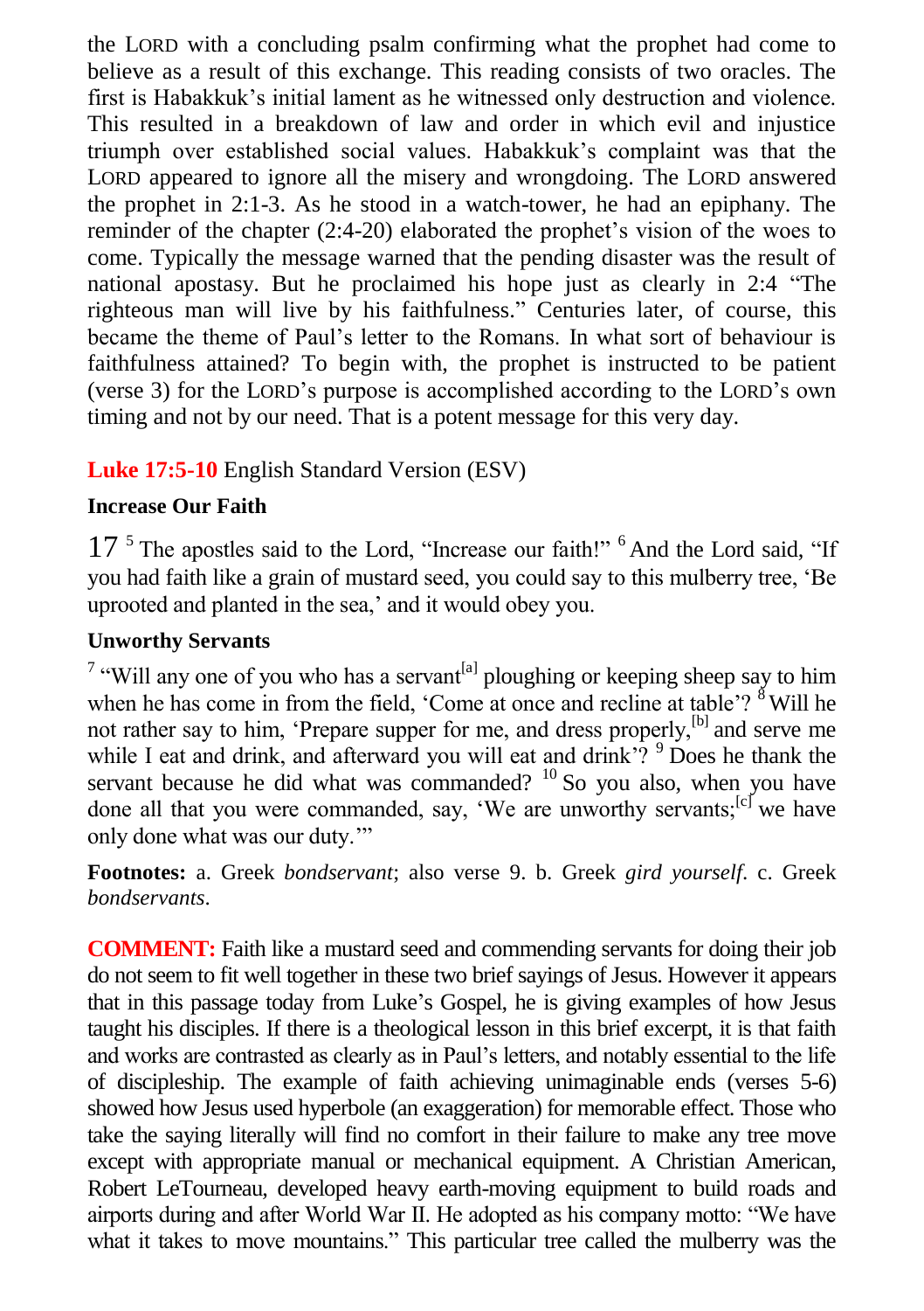the LORD with a concluding psalm confirming what the prophet had come to believe as a result of this exchange. This reading consists of two oracles. The first is Habakkuk's initial lament as he witnessed only destruction and violence. This resulted in a breakdown of law and order in which evil and injustice triumph over established social values. Habakkuk's complaint was that the LORD appeared to ignore all the misery and wrongdoing. The LORD answered the prophet in 2:1-3. As he stood in a watch-tower, he had an epiphany. The reminder of the chapter (2:4-20) elaborated the prophet's vision of the woes to come. Typically the message warned that the pending disaster was the result of national apostasy. But he proclaimed his hope just as clearly in 2:4 "The righteous man will live by his faithfulness." Centuries later, of course, this became the theme of Paul's letter to the Romans. In what sort of behaviour is faithfulness attained? To begin with, the prophet is instructed to be patient (verse 3) for the LORD's purpose is accomplished according to the LORD's own timing and not by our need. That is a potent message for this very day.

**Luke 17:5-10** English Standard Version (ESV)

**Increase Our Faith**

17 [5] The apostles said to the Lord, "Increase our faith!" [6] And the Lord said, "If you had faith like a grain of mustard seed, you could say to this mulberry tree, 'Be uprooted and planted in the sea,' and it would obey you.

**Unworthy Servants**

[7] "Will any one of you who has a servant[a] ploughing or keeping sheep say to him when he has come in from the field, 'Come at once and recline at table'? [8] Will he not rather say to him, 'Prepare supper for me, and dress properly,[b] and serve me while I eat and drink, and afterward you will eat and drink'? [9] Does he thank the servant because he did what was commanded? [10] So you also, when you have done all that you were commanded, say, 'We are unworthy servants;[c] we have only done what was our duty.'"

**Footnotes:** a. Greek *bondservant*; also verse 9. b. Greek *gird yourself*. c. Greek *bondservants*.

**COMMENT:** Faith like a mustard seed and commending servants for doing their job do not seem to fit well together in these two brief sayings of Jesus. However it appears that in this passage today from Luke's Gospel, he is giving examples of how Jesus taught his disciples. If there is a theological lesson in this brief excerpt, it is that faith and works are contrasted as clearly as in Paul's letters, and notably essential to the life of discipleship. The example of faith achieving unimaginable ends (verses 5-6) showed how Jesus used hyperbole (an exaggeration) for memorable effect. Those who take the saying literally will find no comfort in their failure to make any tree move except with appropriate manual or mechanical equipment. A Christian American, Robert LeTourneau, developed heavy earth-moving equipment to build roads and airports during and after World War II. He adopted as his company motto: "We have what it takes to move mountains." This particular tree called the mulberry was the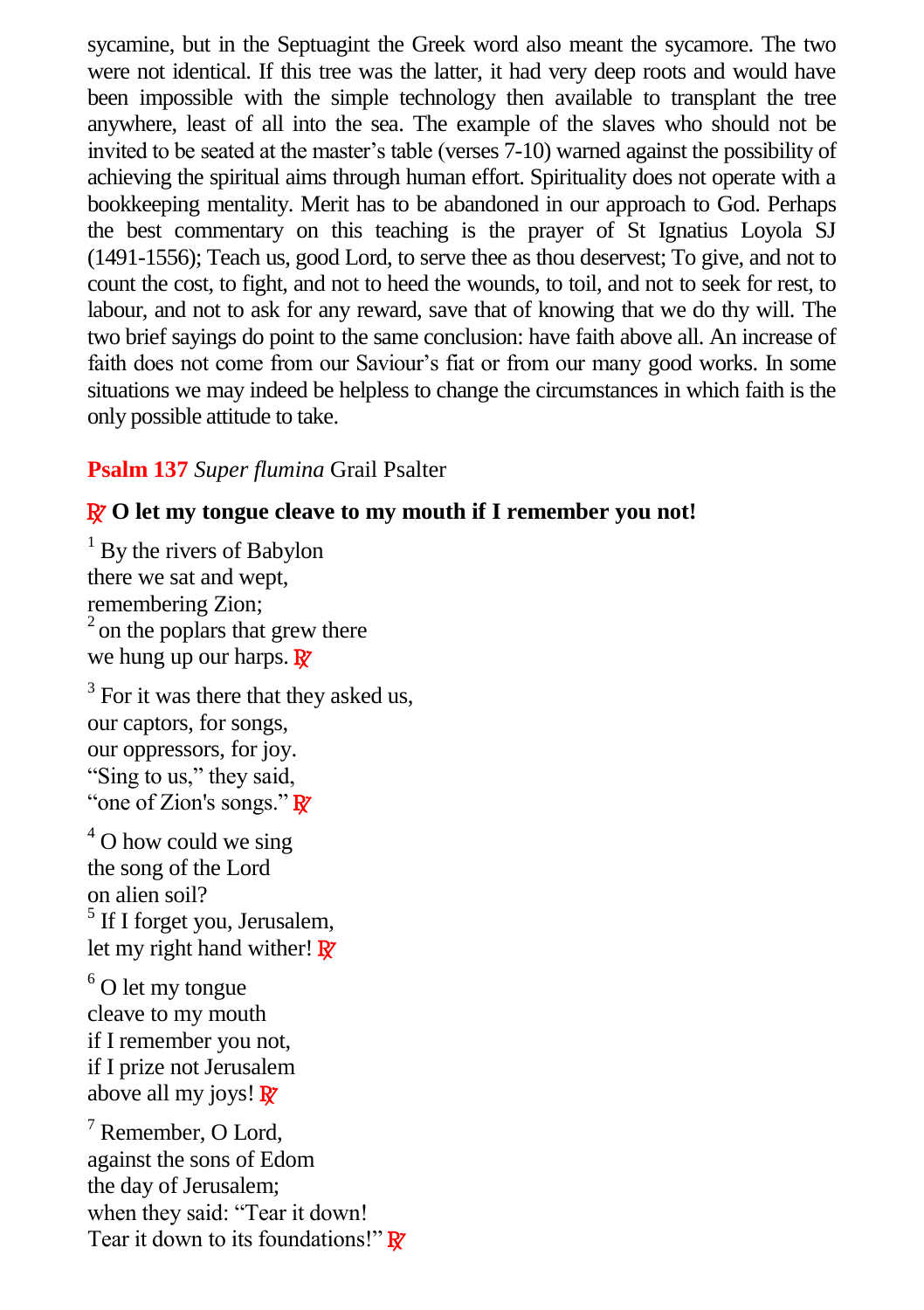sycamine, but in the Septuagint the Greek word also meant the sycamore. The two were not identical. If this tree was the latter, it had very deep roots and would have been impossible with the simple technology then available to transplant the tree anywhere, least of all into the sea. The example of the slaves who should not be invited to be seated at the master's table (verses 7-10) warned against the possibility of achieving the spiritual aims through human effort. Spirituality does not operate with a bookkeeping mentality. Merit has to be abandoned in our approach to God. Perhaps the best commentary on this teaching is the prayer of St Ignatius Loyola SJ (1491-1556); Teach us, good Lord, to serve thee as thou deservest; To give, and not to count the cost, to fight, and not to heed the wounds, to toil, and not to seek for rest, to labour, and not to ask for any reward, save that of knowing that we do thy will. The two brief sayings do point to the same conclusion: have faith above all. An increase of faith does not come from our Saviour's fiat or from our many good works. In some situations we may indeed be helpless to change the circumstances in which faith is the only possible attitude to take.

**Psalm 137** *Super flumina* Grail Psalter

℟ **O let my tongue cleave to my mouth if I remember you not!**

[1] By the rivers of Babylon
there we sat and wept,
remembering Zion;
[2] on the poplars that grew there
we hung up our harps. ℟

[3] For it was there that they asked us,
our captors, for songs,
our oppressors, for joy.
"Sing to us," they said,
"one of Zion's songs." ℟

[4] O how could we sing
the song of the Lord
on alien soil?
[5] If I forget you, Jerusalem,
let my right hand wither! ℟

[6] O let my tongue
cleave to my mouth
if I remember you not,
if I prize not Jerusalem
above all my joys! ℟

[7] Remember, O Lord,
against the sons of Edom
the day of Jerusalem;
when they said: "Tear it down!
Tear it down to its foundations!" ℟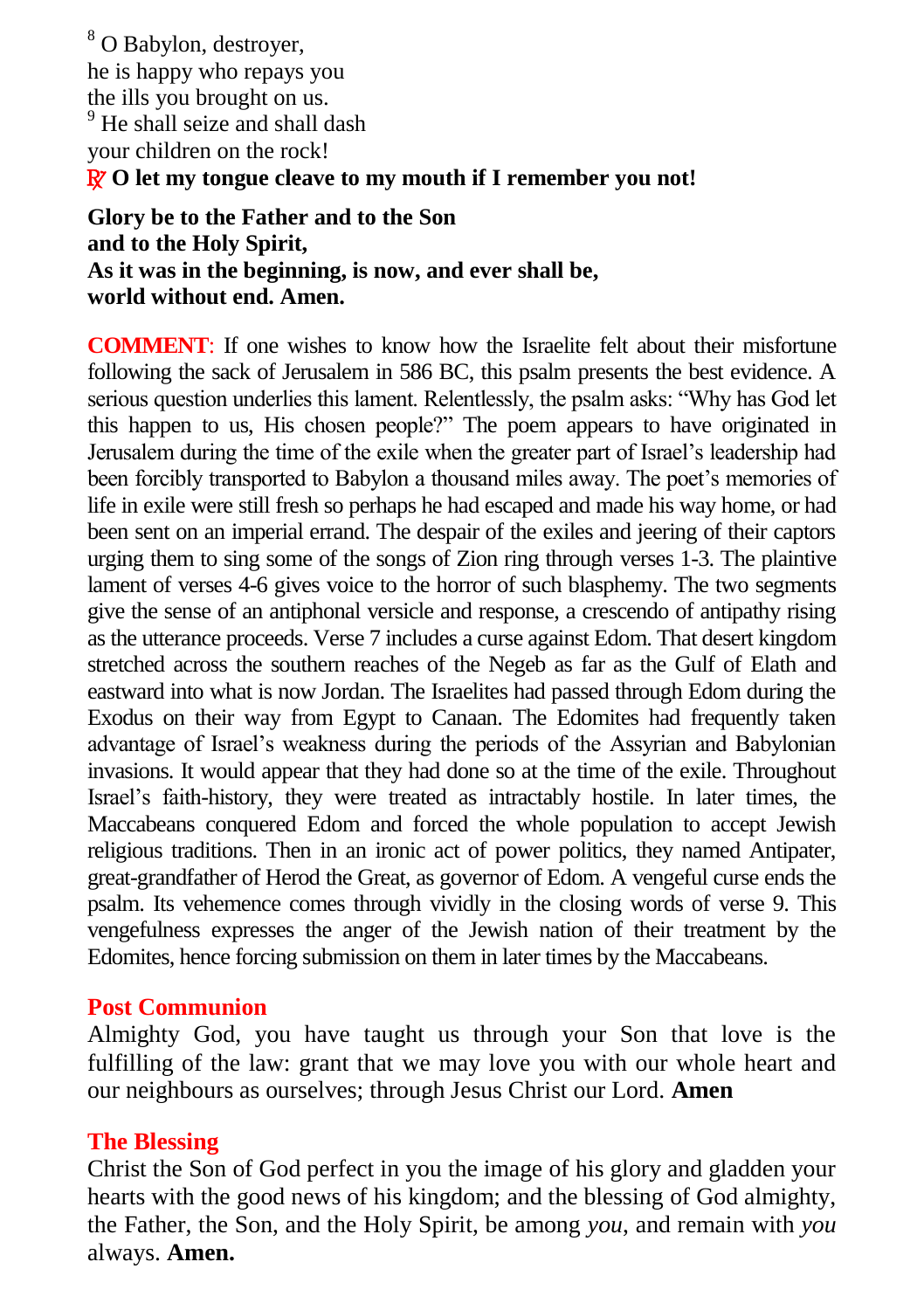[8] O Babylon, destroyer,
he is happy who repays you
the ills you brought on us.
[9] He shall seize and shall dash
your children on the rock!
℟ **O let my tongue cleave to my mouth if I remember you not!**

**Glory be to the Father and to the Son**
**and to the Holy Spirit,**
**As it was in the beginning, is now, and ever shall be,**
**world without end. Amen.**

**COMMENT**: If one wishes to know how the Israelite felt about their misfortune following the sack of Jerusalem in 586 BC, this psalm presents the best evidence. A serious question underlies this lament. Relentlessly, the psalm asks: "Why has God let this happen to us, His chosen people?" The poem appears to have originated in Jerusalem during the time of the exile when the greater part of Israel's leadership had been forcibly transported to Babylon a thousand miles away. The poet's memories of life in exile were still fresh so perhaps he had escaped and made his way home, or had been sent on an imperial errand. The despair of the exiles and jeering of their captors urging them to sing some of the songs of Zion ring through verses 1-3. The plaintive lament of verses 4-6 gives voice to the horror of such blasphemy. The two segments give the sense of an antiphonal versicle and response, a crescendo of antipathy rising as the utterance proceeds. Verse 7 includes a curse against Edom. That desert kingdom stretched across the southern reaches of the Negeb as far as the Gulf of Elath and eastward into what is now Jordan. The Israelites had passed through Edom during the Exodus on their way from Egypt to Canaan. The Edomites had frequently taken advantage of Israel's weakness during the periods of the Assyrian and Babylonian invasions. It would appear that they had done so at the time of the exile. Throughout Israel's faith-history, they were treated as intractably hostile. In later times, the Maccabeans conquered Edom and forced the whole population to accept Jewish religious traditions. Then in an ironic act of power politics, they named Antipater, great-grandfather of Herod the Great, as governor of Edom. A vengeful curse ends the psalm. Its vehemence comes through vividly in the closing words of verse 9. This vengefulness expresses the anger of the Jewish nation of their treatment by the Edomites, hence forcing submission on them in later times by the Maccabeans.

## Post Communion

Almighty God, you have taught us through your Son that love is the fulfilling of the law: grant that we may love you with our whole heart and our neighbours as ourselves; through Jesus Christ our Lord. **Amen**

## The Blessing

Christ the Son of God perfect in you the image of his glory and gladden your hearts with the good news of his kingdom; and the blessing of God almighty, the Father, the Son, and the Holy Spirit, be among *you*, and remain with *you* always. **Amen.**